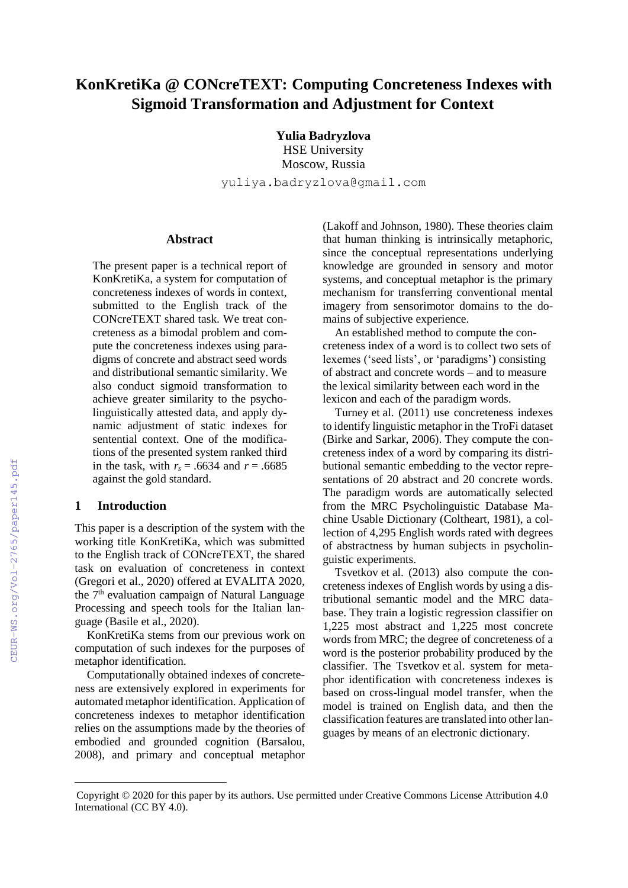# KonKretiKa @ CONcreTEXT: Computing Concreteness Indexes with Sigmoid Transformation and Adjustment for Context

**Yulia Badryzlova**
HSE University
Moscow, Russia
yuliya.badryzlova@gmail.com

### Abstract

The present paper is a technical report of KonKretiKa, a system for computation of concreteness indexes of words in context, submitted to the English track of the CONcreTEXT shared task. We treat concreteness as a bimodal problem and compute the concreteness indexes using paradigms of concrete and abstract seed words and distributional semantic similarity. We also conduct sigmoid transformation to achieve greater similarity to the psycholinguistically attested data, and apply dynamic adjustment of static indexes for sentential context. One of the modifications of the presented system ranked third in the task, with $r_s$ = .6634 and $r$ = .6685 against the gold standard.

## 1 Introduction

This paper is a description of the system with the working title KonKretiKa, which was submitted to the English track of CONcreTEXT, the shared task on evaluation of concreteness in context (Gregori et al., 2020) offered at EVALITA 2020, the 7th evaluation campaign of Natural Language Processing and speech tools for the Italian language (Basile et al., 2020).

KonKretiKa stems from our previous work on computation of such indexes for the purposes of metaphor identification.

Computationally obtained indexes of concreteness are extensively explored in experiments for automated metaphor identification. Application of concreteness indexes to metaphor identification relies on the assumptions made by the theories of embodied and grounded cognition (Barsalou, 2008), and primary and conceptual metaphor (Lakoff and Johnson, 1980). These theories claim that human thinking is intrinsically metaphoric, since the conceptual representations underlying knowledge are grounded in sensory and motor systems, and conceptual metaphor is the primary mechanism for transferring conventional mental imagery from sensorimotor domains to the domains of subjective experience.

An established method to compute the concreteness index of a word is to collect two sets of lexemes ('seed lists', or 'paradigms') consisting of abstract and concrete words – and to measure the lexical similarity between each word in the lexicon and each of the paradigm words.

Turney et al. (2011) use concreteness indexes to identify linguistic metaphor in the TroFi dataset (Birke and Sarkar, 2006). They compute the concreteness index of a word by comparing its distributional semantic embedding to the vector representations of 20 abstract and 20 concrete words. The paradigm words are automatically selected from the MRC Psycholinguistic Database Machine Usable Dictionary (Coltheart, 1981), a collection of 4,295 English words rated with degrees of abstractness by human subjects in psycholinguistic experiments.

Tsvetkov et al. (2013) also compute the concreteness indexes of English words by using a distributional semantic model and the MRC database. They train a logistic regression classifier on 1,225 most abstract and 1,225 most concrete words from MRC; the degree of concreteness of a word is the posterior probability produced by the classifier. The Tsvetkov et al. system for metaphor identification with concreteness indexes is based on cross-lingual model transfer, when the model is trained on English data, and then the classification features are translated into other languages by means of an electronic dictionary.

Copyright © 2020 for this paper by its authors. Use permitted under Creative Commons License Attribution 4.0 International (CC BY 4.0).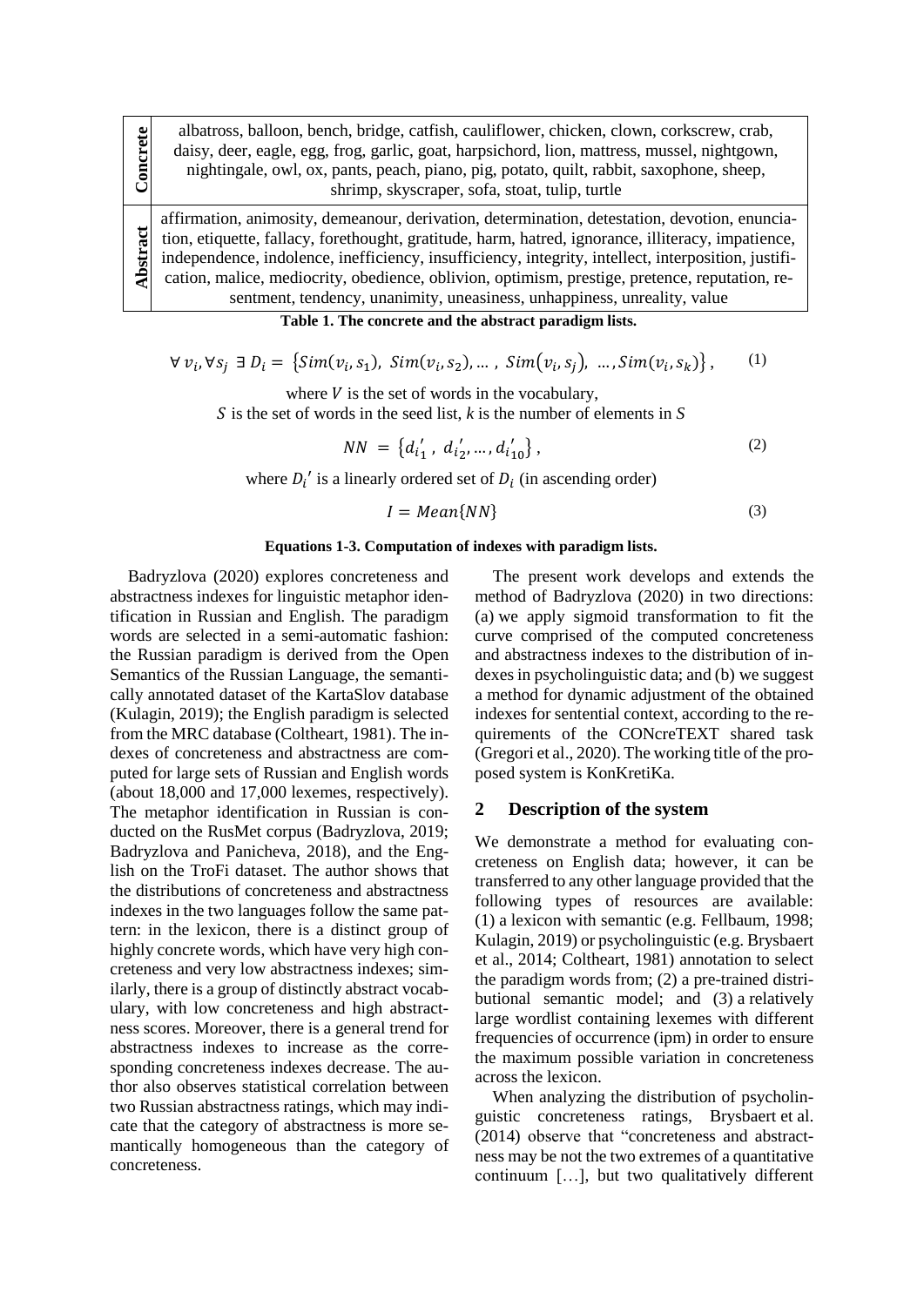| | |
|---|---|
| **Concrete** | albatross, balloon, bench, bridge, catfish, cauliflower, chicken, clown, corkscrew, crab, daisy, deer, eagle, egg, frog, garlic, goat, harpsichord, lion, mattress, mussel, nightgown, nightingale, owl, ox, pants, peach, piano, pig, potato, quilt, rabbit, saxophone, sheep, shrimp, skyscraper, sofa, stoat, tulip, turtle |
| **Abstract** | affirmation, animosity, demeanour, derivation, determination, detestation, devotion, enunciation, etiquette, fallacy, forethought, gratitude, harm, hatred, ignorance, illiteracy, impatience, independence, indolence, inefficiency, insufficiency, integrity, intellect, interposition, justification, malice, mediocrity, obedience, oblivion, optimism, prestige, pretence, reputation, resentment, tendency, unanimity, uneasiness, unhappiness, unreality, value |

**Table 1. The concrete and the abstract paradigm lists.**

$$\forall\, v_i, \forall s_j \;\exists\, D_i = \{Sim(v_i, s_1),\; Sim(v_i, s_2), \ldots,\; Sim(v_i, s_j),\; \ldots, Sim(v_i, s_k)\}, \qquad (1)$$

where $V$ is the set of words in the vocabulary,
$S$ is the set of words in the seed list, $k$ is the number of elements in $S$

$$NN = \{d_{i_1}{}',\; d_{i_2}{}', \ldots, d_{i_{10}}{}'\}, \qquad (2)$$

where $D_i{}'$ is a linearly ordered set of $D_i$ (in ascending order)

$$I = Mean\{NN\} \qquad (3)$$

**Equations 1-3. Computation of indexes with paradigm lists.**

Badryzlova (2020) explores concreteness and abstractness indexes for linguistic metaphor identification in Russian and English. The paradigm words are selected in a semi-automatic fashion: the Russian paradigm is derived from the Open Semantics of the Russian Language, the semantically annotated dataset of the KartaSlov database (Kulagin, 2019); the English paradigm is selected from the MRC database (Coltheart, 1981). The indexes of concreteness and abstractness are computed for large sets of Russian and English words (about 18,000 and 17,000 lexemes, respectively). The metaphor identification in Russian is conducted on the RusMet corpus (Badryzlova, 2019; Badryzlova and Panicheva, 2018), and the English on the TroFi dataset. The author shows that the distributions of concreteness and abstractness indexes in the two languages follow the same pattern: in the lexicon, there is a distinct group of highly concrete words, which have very high concreteness and very low abstractness indexes; similarly, there is a group of distinctly abstract vocabulary, with low concreteness and high abstractness scores. Moreover, there is a general trend for abstractness indexes to increase as the corresponding concreteness indexes decrease. The author also observes statistical correlation between two Russian abstractness ratings, which may indicate that the category of abstractness is more semantically homogeneous than the category of concreteness.

The present work develops and extends the method of Badryzlova (2020) in two directions: (a) we apply sigmoid transformation to fit the curve comprised of the computed concreteness and abstractness indexes to the distribution of indexes in psycholinguistic data; and (b) we suggest a method for dynamic adjustment of the obtained indexes for sentential context, according to the requirements of the CONcreTEXT shared task (Gregori et al., 2020). The working title of the proposed system is KonKretiKa.

## 2 Description of the system

We demonstrate a method for evaluating concreteness on English data; however, it can be transferred to any other language provided that the following types of resources are available: (1) a lexicon with semantic (e.g. Fellbaum, 1998; Kulagin, 2019) or psycholinguistic (e.g. Brysbaert et al., 2014; Coltheart, 1981) annotation to select the paradigm words from; (2) a pre-trained distributional semantic model; and (3) a relatively large wordlist containing lexemes with different frequencies of occurrence (ipm) in order to ensure the maximum possible variation in concreteness across the lexicon.

When analyzing the distribution of psycholinguistic concreteness ratings, Brysbaert et al. (2014) observe that "concreteness and abstractness may be not the two extremes of a quantitative continuum […], but two qualitatively different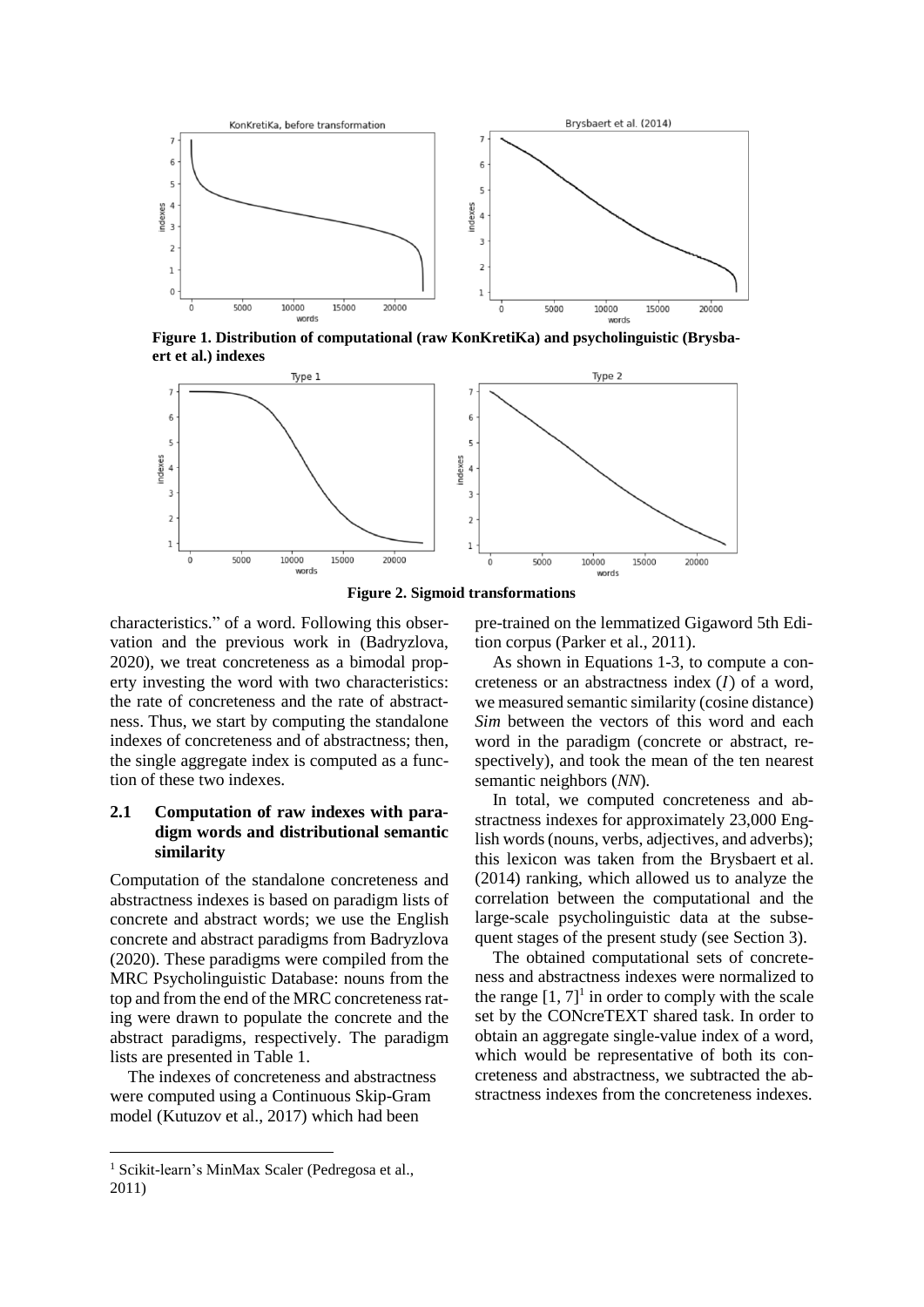**Figure 1. Distribution of computational (raw KonKretiKa) and psycholinguistic (Brysbaert et al.) indexes**

**Figure 2. Sigmoid transformations**

characteristics." of a word. Following this observation and the previous work in (Badryzlova, 2020), we treat concreteness as a bimodal property investing the word with two characteristics: the rate of concreteness and the rate of abstractness. Thus, we start by computing the standalone indexes of concreteness and of abstractness; then, the single aggregate index is computed as a function of these two indexes.

## 2.1 Computation of raw indexes with paradigm words and distributional semantic similarity

Computation of the standalone concreteness and abstractness indexes is based on paradigm lists of concrete and abstract words; we use the English concrete and abstract paradigms from Badryzlova (2020). These paradigms were compiled from the MRC Psycholinguistic Database: nouns from the top and from the end of the MRC concreteness rating were drawn to populate the concrete and the abstract paradigms, respectively. The paradigm lists are presented in Table 1.

The indexes of concreteness and abstractness were computed using a Continuous Skip-Gram model (Kutuzov et al., 2017) which had been pre-trained on the lemmatized Gigaword 5th Edition corpus (Parker et al., 2011).

As shown in Equations 1-3, to compute a concreteness or an abstractness index ($I$) of a word, we measured semantic similarity (cosine distance) *Sim* between the vectors of this word and each word in the paradigm (concrete or abstract, respectively), and took the mean of the ten nearest semantic neighbors (*NN*).

In total, we computed concreteness and abstractness indexes for approximately 23,000 English words (nouns, verbs, adjectives, and adverbs); this lexicon was taken from the Brysbaert et al. (2014) ranking, which allowed us to analyze the correlation between the computational and the large-scale psycholinguistic data at the subsequent stages of the present study (see Section 3).

The obtained computational sets of concreteness and abstractness indexes were normalized to the range [1, 7][1] in order to comply with the scale set by the CONcreTEXT shared task. In order to obtain an aggregate single-value index of a word, which would be representative of both its concreteness and abstractness, we subtracted the abstractness indexes from the concreteness indexes.

[1] Scikit-learn's MinMax Scaler (Pedregosa et al., 2011)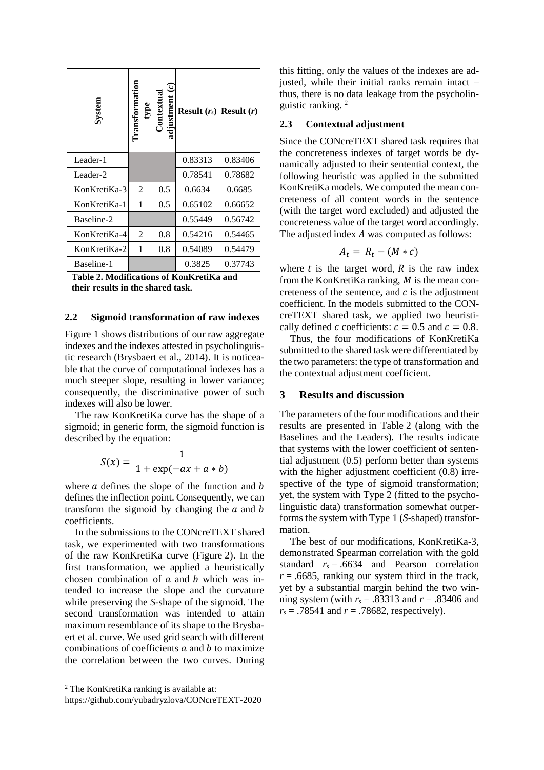| System | Transformation type | Contextual adjustment (c) | Result ($r_s$) | Result ($r$) |
|---|---|---|---|---|
| Leader-1 | | | 0.83313 | 0.83406 |
| Leader-2 | | | 0.78541 | 0.78682 |
| KonKretiKa-3 | 2 | 0.5 | 0.6634 | 0.6685 |
| KonKretiKa-1 | 1 | 0.5 | 0.65102 | 0.66652 |
| Baseline-2 | | | 0.55449 | 0.56742 |
| KonKretiKa-4 | 2 | 0.8 | 0.54216 | 0.54465 |
| KonKretiKa-2 | 1 | 0.8 | 0.54089 | 0.54479 |
| Baseline-1 | | | 0.3825 | 0.37743 |

**Table 2. Modifications of KonKretiKa and their results in the shared task.**

### 2.2 Sigmoid transformation of raw indexes

Figure 1 shows distributions of our raw aggregate indexes and the indexes attested in psycholinguistic research (Brysbaert et al., 2014). It is noticeable that the curve of computational indexes has a much steeper slope, resulting in lower variance; consequently, the discriminative power of such indexes will also be lower.

The raw KonKretiKa curve has the shape of a sigmoid; in generic form, the sigmoid function is described by the equation:

$$S(x) = \frac{1}{1 + \exp(-ax + a * b)}$$

where $a$ defines the slope of the function and $b$ defines the inflection point. Consequently, we can transform the sigmoid by changing the $a$ and $b$ coefficients.

In the submissions to the CONcreTEXT shared task, we experimented with two transformations of the raw KonKretiKa curve (Figure 2). In the first transformation, we applied a heuristically chosen combination of $a$ and $b$ which was intended to increase the slope and the curvature while preserving the *S*-shape of the sigmoid. The second transformation was intended to attain maximum resemblance of its shape to the Brysbaert et al. curve. We used grid search with different combinations of coefficients $a$ and $b$ to maximize the correlation between the two curves. During this fitting, only the values of the indexes are adjusted, while their initial ranks remain intact – thus, there is no data leakage from the psycholinguistic ranking. [2]

### 2.3 Contextual adjustment

Since the CONcreTEXT shared task requires that the concreteness indexes of target words be dynamically adjusted to their sentential context, the following heuristic was applied in the submitted KonKretiKa models. We computed the mean concreteness of all content words in the sentence (with the target word excluded) and adjusted the concreteness value of the target word accordingly. The adjusted index $A$ was computed as follows:

$$A_t = R_t - (M * c)$$

where $t$ is the target word, $R$ is the raw index from the KonKretiKa ranking, $M$ is the mean concreteness of the sentence, and $c$ is the adjustment coefficient. In the models submitted to the CONcreTEXT shared task, we applied two heuristically defined $c$ coefficients: $c = 0.5$ and $c = 0.8$.

Thus, the four modifications of KonKretiKa submitted to the shared task were differentiated by the two parameters: the type of transformation and the contextual adjustment coefficient.

## 3 Results and discussion

The parameters of the four modifications and their results are presented in Table 2 (along with the Baselines and the Leaders). The results indicate that systems with the lower coefficient of sentential adjustment (0.5) perform better than systems with the higher adjustment coefficient (0.8) irrespective of the type of sigmoid transformation; yet, the system with Type 2 (fitted to the psycholinguistic data) transformation somewhat outperforms the system with Type 1 (*S*-shaped) transformation.

The best of our modifications, KonKretiKa-3, demonstrated Spearman correlation with the gold standard $r_s = .6634$ and Pearson correlation $r = .6685$, ranking our system third in the track, yet by a substantial margin behind the two winning system (with $r_s = .83313$ and $r = .83406$ and $r_s = .78541$ and $r = .78682$, respectively).

[2] The KonKretiKa ranking is available at: https://github.com/yubadryzlova/CONcreTEXT-2020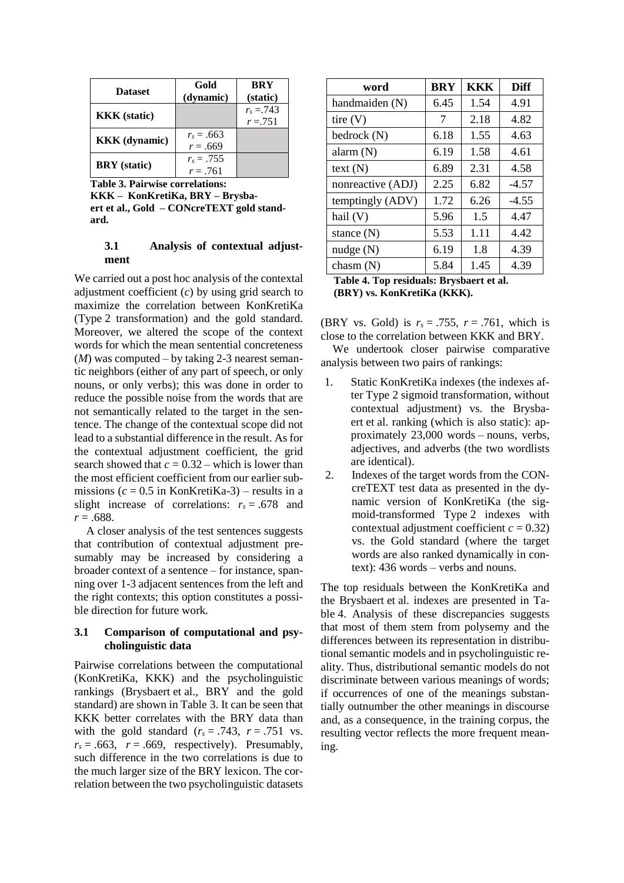| Dataset | Gold (dynamic) | BRY (static) |
|---|---|---|
| KKK (static) | | $r_s$ =.743 $r$ =.751 |
| KKK (dynamic) | $r_s$ = .663 $r$ = .669 | |
| BRY (static) | $r_s$ = .755 $r$ = .761 | |

**Table 3. Pairwise correlations: KKK – KonKretiKa, BRY – Brysbaert et al., Gold – CONcreTEXT gold standard.**

### 3.1 Analysis of contextual adjustment

We carried out a post hoc analysis of the contextal adjustment coefficient (*c*) by using grid search to maximize the correlation between KonKretiKa (Type 2 transformation) and the gold standard. Moreover, we altered the scope of the context words for which the mean sentential concreteness (*M*) was computed – by taking 2-3 nearest semantic neighbors (either of any part of speech, or only nouns, or only verbs); this was done in order to reduce the possible noise from the words that are not semantically related to the target in the sentence. The change of the contextual scope did not lead to a substantial difference in the result. As for the contextual adjustment coefficient, the grid search showed that $c = 0.32$ – which is lower than the most efficient coefficient from our earlier submissions ($c = 0.5$ in KonKretiKa-3) – results in a slight increase of correlations: $r_s = .678$ and $r = .688$.

A closer analysis of the test sentences suggests that contribution of contextual adjustment presumably may be increased by considering a broader context of a sentence – for instance, spanning over 1-3 adjacent sentences from the left and the right contexts; this option constitutes a possible direction for future work.

### 3.1 Comparison of computational and psycholinguistic data

Pairwise correlations between the computational (KonKretiKa, KKK) and the psycholinguistic rankings (Brysbaert et al., BRY and the gold standard) are shown in Table 3. It can be seen that KKK better correlates with the BRY data than with the gold standard ($r_s = .743$, $r = .751$ vs. $r_s = .663$, $r = .669$, respectively). Presumably, such difference in the two correlations is due to the much larger size of the BRY lexicon. The correlation between the two psycholinguistic datasets (BRY vs. Gold) is $r_s = .755$, $r = .761$, which is close to the correlation between KKK and BRY.

We undertook closer pairwise comparative analysis between two pairs of rankings:

1. Static KonKretiKa indexes (the indexes after Type 2 sigmoid transformation, without contextual adjustment) vs. the Brysbaert et al. ranking (which is also static): approximately 23,000 words – nouns, verbs, adjectives, and adverbs (the two wordlists are identical).
2. Indexes of the target words from the CONcreTEXT test data as presented in the dynamic version of KonKretiKa (the sigmoid-transformed Type 2 indexes with contextual adjustment coefficient $c = 0.32$) vs. the Gold standard (where the target words are also ranked dynamically in context): 436 words – verbs and nouns.

| word | BRY | KKK | Diff |
|---|---|---|---|
| handmaiden (N) | 6.45 | 1.54 | 4.91 |
| tire (V) | 7 | 2.18 | 4.82 |
| bedrock (N) | 6.18 | 1.55 | 4.63 |
| alarm (N) | 6.19 | 1.58 | 4.61 |
| text (N) | 6.89 | 2.31 | 4.58 |
| nonreactive (ADJ) | 2.25 | 6.82 | -4.57 |
| temptingly (ADV) | 1.72 | 6.26 | -4.55 |
| hail (V) | 5.96 | 1.5 | 4.47 |
| stance (N) | 5.53 | 1.11 | 4.42 |
| nudge (N) | 6.19 | 1.8 | 4.39 |
| chasm (N) | 5.84 | 1.45 | 4.39 |

**Table 4. Top residuals: Brysbaert et al. (BRY) vs. KonKretiKa (KKK).**

The top residuals between the KonKretiKa and the Brysbaert et al. indexes are presented in Table 4. Analysis of these discrepancies suggests that most of them stem from polysemy and the differences between its representation in distributional semantic models and in psycholinguistic reality. Thus, distributional semantic models do not discriminate between various meanings of words; if occurrences of one of the meanings substantially outnumber the other meanings in discourse and, as a consequence, in the training corpus, the resulting vector reflects the more frequent meaning.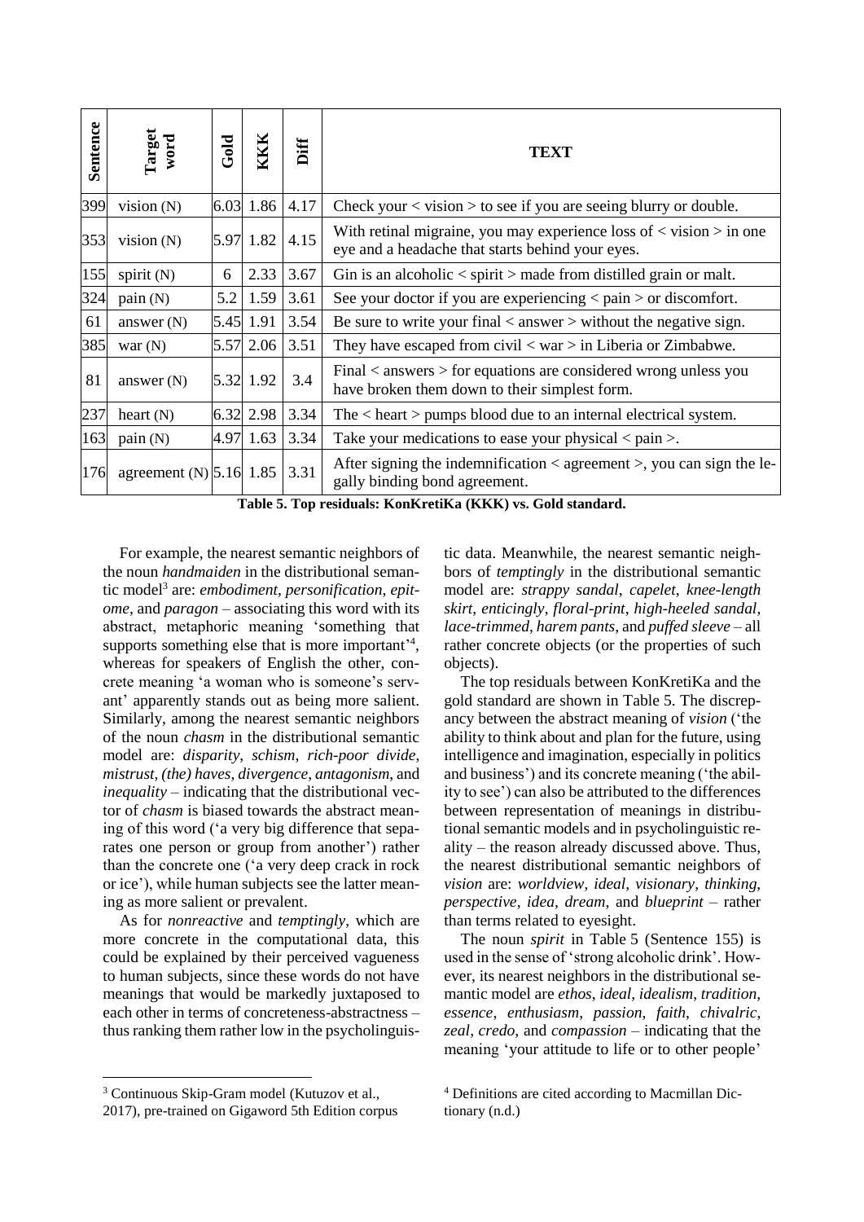| Sentence | Target word | Gold | KKK | Diff | TEXT |
|---|---|---|---|---|---|
| 399 | vision (N) | 6.03 | 1.86 | 4.17 | Check your < vision > to see if you are seeing blurry or double. |
| 353 | vision (N) | 5.97 | 1.82 | 4.15 | With retinal migraine, you may experience loss of < vision > in one eye and a headache that starts behind your eyes. |
| 155 | spirit (N) | 6 | 2.33 | 3.67 | Gin is an alcoholic < spirit > made from distilled grain or malt. |
| 324 | pain (N) | 5.2 | 1.59 | 3.61 | See your doctor if you are experiencing < pain > or discomfort. |
| 61 | answer (N) | 5.45 | 1.91 | 3.54 | Be sure to write your final < answer > without the negative sign. |
| 385 | war (N) | 5.57 | 2.06 | 3.51 | They have escaped from civil < war > in Liberia or Zimbabwe. |
| 81 | answer (N) | 5.32 | 1.92 | 3.4 | Final < answers > for equations are considered wrong unless you have broken them down to their simplest form. |
| 237 | heart (N) | 6.32 | 2.98 | 3.34 | The < heart > pumps blood due to an internal electrical system. |
| 163 | pain (N) | 4.97 | 1.63 | 3.34 | Take your medications to ease your physical < pain >. |
| 176 | agreement (N) | 5.16 | 1.85 | 3.31 | After signing the indemnification < agreement >, you can sign the legally binding bond agreement. |

**Table 5. Top residuals: KonKretiKa (KKK) vs. Gold standard.**

For example, the nearest semantic neighbors of the noun *handmaiden* in the distributional semantic model[3] are: *embodiment*, *personification*, *epitome*, and *paragon* – associating this word with its abstract, metaphoric meaning 'something that supports something else that is more important'[4], whereas for speakers of English the other, concrete meaning 'a woman who is someone's servant' apparently stands out as being more salient. Similarly, among the nearest semantic neighbors of the noun *chasm* in the distributional semantic model are: *disparity*, *schism*, *rich-poor divide*, *mistrust*, *(the) haves*, *divergence*, *antagonism*, and *inequality* – indicating that the distributional vector of *chasm* is biased towards the abstract meaning of this word ('a very big difference that separates one person or group from another') rather than the concrete one ('a very deep crack in rock or ice'), while human subjects see the latter meaning as more salient or prevalent.

As for *nonreactive* and *temptingly*, which are more concrete in the computational data, this could be explained by their perceived vagueness to human subjects, since these words do not have meanings that would be markedly juxtaposed to each other in terms of concreteness-abstractness – thus ranking them rather low in the psycholinguistic data. Meanwhile, the nearest semantic neighbors of *temptingly* in the distributional semantic model are: *strappy sandal*, *capelet*, *knee-length skirt*, *enticingly*, *floral-print*, *high-heeled sandal*, *lace-trimmed*, *harem pants*, and *puffed sleeve* – all rather concrete objects (or the properties of such objects).

The top residuals between KonKretiKa and the gold standard are shown in Table 5. The discrepancy between the abstract meaning of *vision* ('the ability to think about and plan for the future, using intelligence and imagination, especially in politics and business') and its concrete meaning ('the ability to see') can also be attributed to the differences between representation of meanings in distributional semantic models and in psycholinguistic reality – the reason already discussed above. Thus, the nearest distributional semantic neighbors of *vision* are: *worldview*, *ideal*, *visionary*, *thinking*, *perspective*, *idea*, *dream*, and *blueprint* – rather than terms related to eyesight.

The noun *spirit* in Table 5 (Sentence 155) is used in the sense of 'strong alcoholic drink'. However, its nearest neighbors in the distributional semantic model are *ethos*, *ideal*, *idealism*, *tradition*, *essence*, *enthusiasm*, *passion*, *faith*, *chivalric*, *zeal*, *credo*, and *compassion* – indicating that the meaning 'your attitude to life or to other people'

---

[3] Continuous Skip-Gram model (Kutuzov et al., 2017), pre-trained on Gigaword 5th Edition corpus

[4] Definitions are cited according to Macmillan Dictionary (n.d.)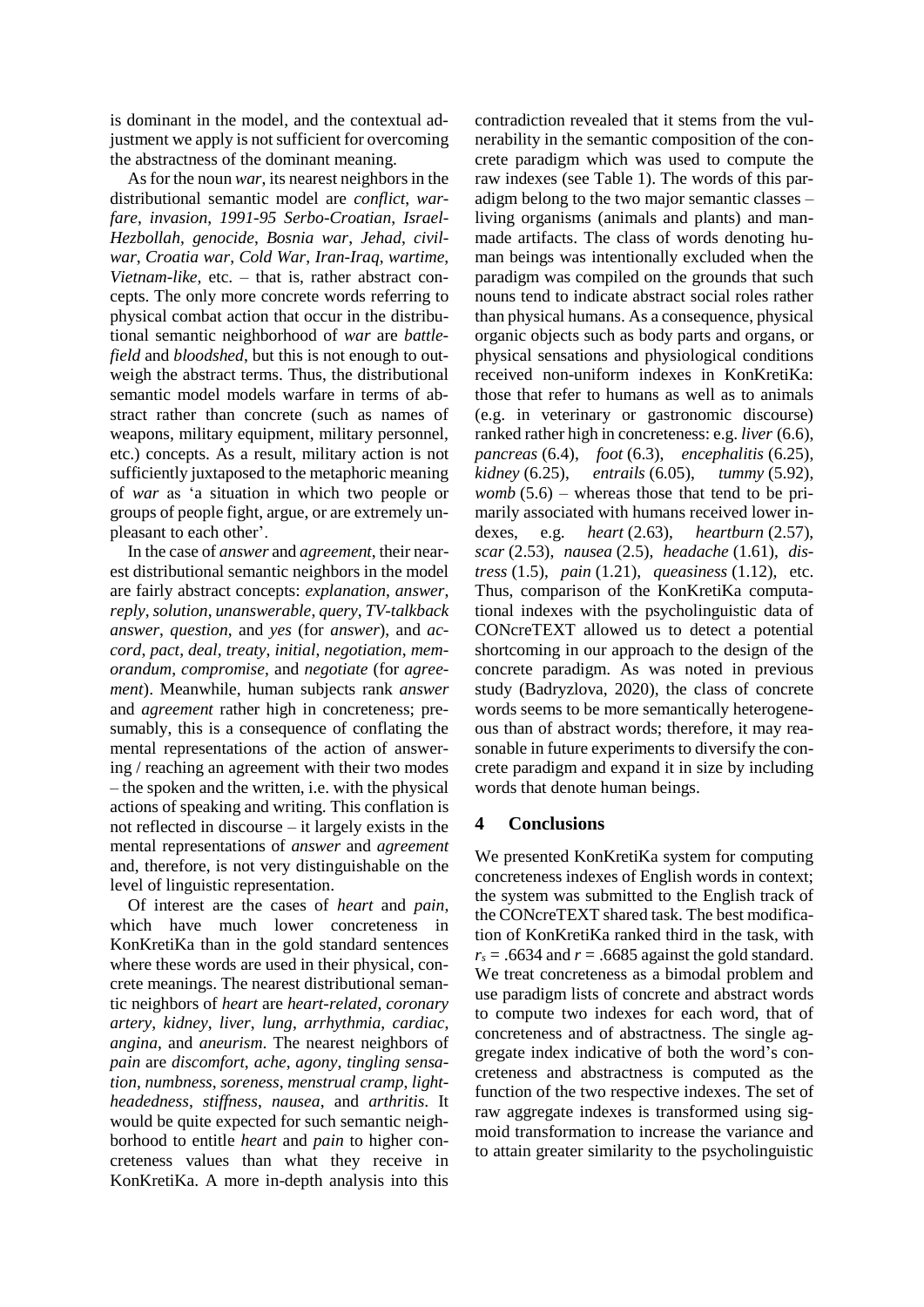is dominant in the model, and the contextual adjustment we apply is not sufficient for overcoming the abstractness of the dominant meaning.

As for the noun *war*, its nearest neighbors in the distributional semantic model are *conflict*, *warfare*, *invasion*, *1991-95 Serbo-Croatian*, *Israel-Hezbollah*, *genocide*, *Bosnia war*, *Jehad*, *civil-war*, *Croatia war*, *Cold War*, *Iran-Iraq*, *wartime*, *Vietnam-like*, etc. – that is, rather abstract concepts. The only more concrete words referring to physical combat action that occur in the distributional semantic neighborhood of *war* are *battlefield* and *bloodshed*, but this is not enough to outweigh the abstract terms. Thus, the distributional semantic model models warfare in terms of abstract rather than concrete (such as names of weapons, military equipment, military personnel, etc.) concepts. As a result, military action is not sufficiently juxtaposed to the metaphoric meaning of *war* as 'a situation in which two people or groups of people fight, argue, or are extremely unpleasant to each other'.

In the case of *answer* and *agreement*, their nearest distributional semantic neighbors in the model are fairly abstract concepts: *explanation*, *answer*, *reply*, *solution*, *unanswerable*, *query*, *TV-talkback answer*, *question*, and *yes* (for *answer*), and *accord*, *pact*, *deal*, *treaty*, *initial*, *negotiation*, *memorandum*, *compromise*, and *negotiate* (for *agreement*). Meanwhile, human subjects rank *answer* and *agreement* rather high in concreteness; presumably, this is a consequence of conflating the mental representations of the action of answering / reaching an agreement with their two modes – the spoken and the written, i.e. with the physical actions of speaking and writing. This conflation is not reflected in discourse – it largely exists in the mental representations of *answer* and *agreement* and, therefore, is not very distinguishable on the level of linguistic representation.

Of interest are the cases of *heart* and *pain*, which have much lower concreteness in KonKretiKa than in the gold standard sentences where these words are used in their physical, concrete meanings. The nearest distributional semantic neighbors of *heart* are *heart-related*, *coronary artery*, *kidney*, *liver*, *lung*, *arrhythmia*, *cardiac*, *angina*, and *aneurism*. The nearest neighbors of *pain* are *discomfort*, *ache*, *agony*, *tingling sensation*, *numbness*, *soreness*, *menstrual cramp*, *lightheadedness*, *stiffness*, *nausea*, and *arthritis*. It would be quite expected for such semantic neighborhood to entitle *heart* and *pain* to higher concreteness values than what they receive in KonKretiKa. A more in-depth analysis into this contradiction revealed that it stems from the vulnerability in the semantic composition of the concrete paradigm which was used to compute the raw indexes (see Table 1). The words of this paradigm belong to the two major semantic classes – living organisms (animals and plants) and man-made artifacts. The class of words denoting human beings was intentionally excluded when the paradigm was compiled on the grounds that such nouns tend to indicate abstract social roles rather than physical humans. As a consequence, physical organic objects such as body parts and organs, or physical sensations and physiological conditions received non-uniform indexes in KonKretiKa: those that refer to humans as well as to animals (e.g. in veterinary or gastronomic discourse) ranked rather high in concreteness: e.g. *liver* (6.6), *pancreas* (6.4), *foot* (6.3), *encephalitis* (6.25), *kidney* (6.25), *entrails* (6.05), *tummy* (5.92), *womb* (5.6) – whereas those that tend to be primarily associated with humans received lower indexes, e.g. *heart* (2.63), *heartburn* (2.57), *scar* (2.53), *nausea* (2.5), *headache* (1.61), *distress* (1.5), *pain* (1.21), *queasiness* (1.12), etc. Thus, comparison of the KonKretiKa computational indexes with the psycholinguistic data of CONcreTEXT allowed us to detect a potential shortcoming in our approach to the design of the concrete paradigm. As was noted in previous study (Badryzlova, 2020), the class of concrete words seems to be more semantically heterogeneous than of abstract words; therefore, it may reasonable in future experiments to diversify the concrete paradigm and expand it in size by including words that denote human beings.

## 4 Conclusions

We presented KonKretiKa system for computing concreteness indexes of English words in context; the system was submitted to the English track of the CONcreTEXT shared task. The best modification of KonKretiKa ranked third in the task, with $r_s = .6634$ and $r = .6685$ against the gold standard. We treat concreteness as a bimodal problem and use paradigm lists of concrete and abstract words to compute two indexes for each word, that of concreteness and of abstractness. The single aggregate index indicative of both the word's concreteness and abstractness is computed as the function of the two respective indexes. The set of raw aggregate indexes is transformed using sigmoid transformation to increase the variance and to attain greater similarity to the psycholinguistic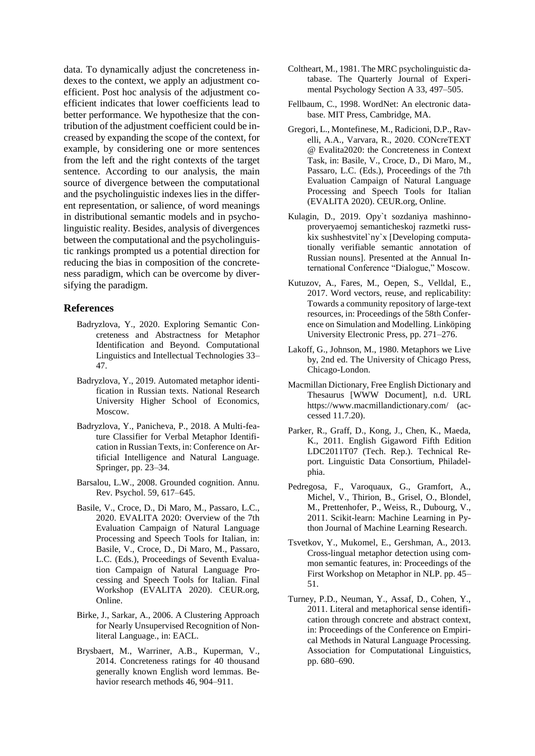data. To dynamically adjust the concreteness indexes to the context, we apply an adjustment coefficient. Post hoc analysis of the adjustment coefficient indicates that lower coefficients lead to better performance. We hypothesize that the contribution of the adjustment coefficient could be increased by expanding the scope of the context, for example, by considering one or more sentences from the left and the right contexts of the target sentence. According to our analysis, the main source of divergence between the computational and the psycholinguistic indexes lies in the different representation, or salience, of word meanings in distributional semantic models and in psycholinguistic reality. Besides, analysis of divergences between the computational and the psycholinguistic rankings prompted us a potential direction for reducing the bias in composition of the concreteness paradigm, which can be overcome by diversifying the paradigm.

## References

Badryzlova, Y., 2020. Exploring Semantic Concreteness and Abstractness for Metaphor Identification and Beyond. Computational Linguistics and Intellectual Technologies 33–47.

Badryzlova, Y., 2019. Automated metaphor identification in Russian texts. National Research University Higher School of Economics, Moscow.

Badryzlova, Y., Panicheva, P., 2018. A Multi-feature Classifier for Verbal Metaphor Identification in Russian Texts, in: Conference on Artificial Intelligence and Natural Language. Springer, pp. 23–34.

Barsalou, L.W., 2008. Grounded cognition. Annu. Rev. Psychol. 59, 617–645.

Basile, V., Croce, D., Di Maro, M., Passaro, L.C., 2020. EVALITA 2020: Overview of the 7th Evaluation Campaign of Natural Language Processing and Speech Tools for Italian, in: Basile, V., Croce, D., Di Maro, M., Passaro, L.C. (Eds.), Proceedings of Seventh Evaluation Campaign of Natural Language Processing and Speech Tools for Italian. Final Workshop (EVALITA 2020). CEUR.org, Online.

Birke, J., Sarkar, A., 2006. A Clustering Approach for Nearly Unsupervised Recognition of Nonliteral Language., in: EACL.

Brysbaert, M., Warriner, A.B., Kuperman, V., 2014. Concreteness ratings for 40 thousand generally known English word lemmas. Behavior research methods 46, 904–911.

Coltheart, M., 1981. The MRC psycholinguistic database. The Quarterly Journal of Experimental Psychology Section A 33, 497–505.

Fellbaum, C., 1998. WordNet: An electronic database. MIT Press, Cambridge, MA.

Gregori, L., Montefinese, M., Radicioni, D.P., Ravelli, A.A., Varvara, R., 2020. CONcreTEXT @ Evalita2020: the Concreteness in Context Task, in: Basile, V., Croce, D., Di Maro, M., Passaro, L.C. (Eds.), Proceedings of the 7th Evaluation Campaign of Natural Language Processing and Speech Tools for Italian (EVALITA 2020). CEUR.org, Online.

Kulagin, D., 2019. Opy`t sozdaniya mashinno-proveryaemoj semanticheskoj razmetki russkix sushhestvitel`ny`x [Developing computationally verifiable semantic annotation of Russian nouns]. Presented at the Annual International Conference "Dialogue," Moscow.

Kutuzov, A., Fares, M., Oepen, S., Velldal, E., 2017. Word vectors, reuse, and replicability: Towards a community repository of large-text resources, in: Proceedings of the 58th Conference on Simulation and Modelling. Linköping University Electronic Press, pp. 271–276.

Lakoff, G., Johnson, M., 1980. Metaphors we Live by, 2nd ed. The University of Chicago Press, Chicago-London.

Macmillan Dictionary, Free English Dictionary and Thesaurus [WWW Document], n.d. URL https://www.macmillandictionary.com/ (accessed 11.7.20).

Parker, R., Graff, D., Kong, J., Chen, K., Maeda, K., 2011. English Gigaword Fifth Edition LDC2011T07 (Tech. Rep.). Technical Report. Linguistic Data Consortium, Philadelphia.

Pedregosa, F., Varoquaux, G., Gramfort, A., Michel, V., Thirion, B., Grisel, O., Blondel, M., Prettenhofer, P., Weiss, R., Dubourg, V., 2011. Scikit-learn: Machine Learning in Python Journal of Machine Learning Research.

Tsvetkov, Y., Mukomel, E., Gershman, A., 2013. Cross-lingual metaphor detection using common semantic features, in: Proceedings of the First Workshop on Metaphor in NLP. pp. 45–51.

Turney, P.D., Neuman, Y., Assaf, D., Cohen, Y., 2011. Literal and metaphorical sense identification through concrete and abstract context, in: Proceedings of the Conference on Empirical Methods in Natural Language Processing. Association for Computational Linguistics, pp. 680–690.